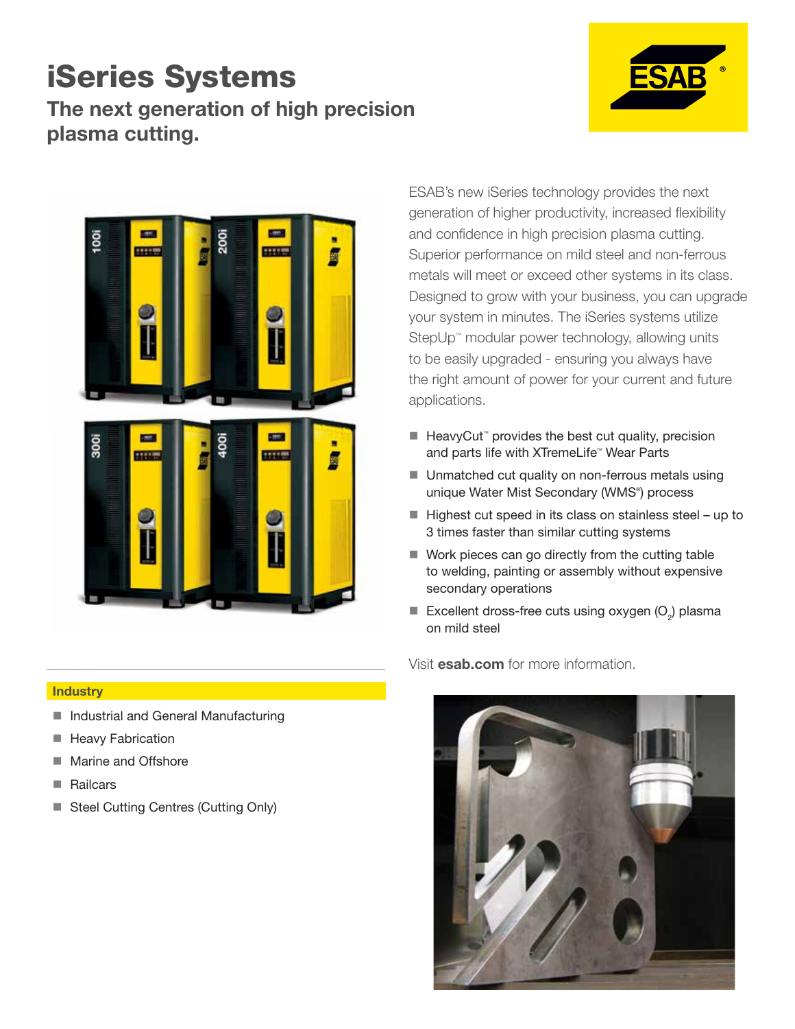# iSeries Systems

## The next generation of high precision plasma cutting.

ESAB's new iSeries technology provides the next generation of higher productivity, increased flexibility and confidence in high precision plasma cutting. Superior performance on mild steel and non-ferrous metals will meet or exceed other systems in its class. Designed to grow with your business, you can upgrade your system in minutes. The iSeries systems utilize StepUp™ modular power technology, allowing units to be easily upgraded - ensuring you always have the right amount of power for your current and future applications.

- HeavyCut™ provides the best cut quality, precision and parts life with XTremeLife™ Wear Parts
- Unmatched cut quality on non-ferrous metals using unique Water Mist Secondary (WMS®) process
- Highest cut speed in its class on stainless steel – up to 3 times faster than similar cutting systems
- Work pieces can go directly from the cutting table to welding, painting or assembly without expensive secondary operations
- Excellent dross-free cuts using oxygen ($O_2$) plasma on mild steel

Visit **esab.com** for more information.

### Industry

- Industrial and General Manufacturing
- Heavy Fabrication
- Marine and Offshore
- Railcars
- Steel Cutting Centres (Cutting Only)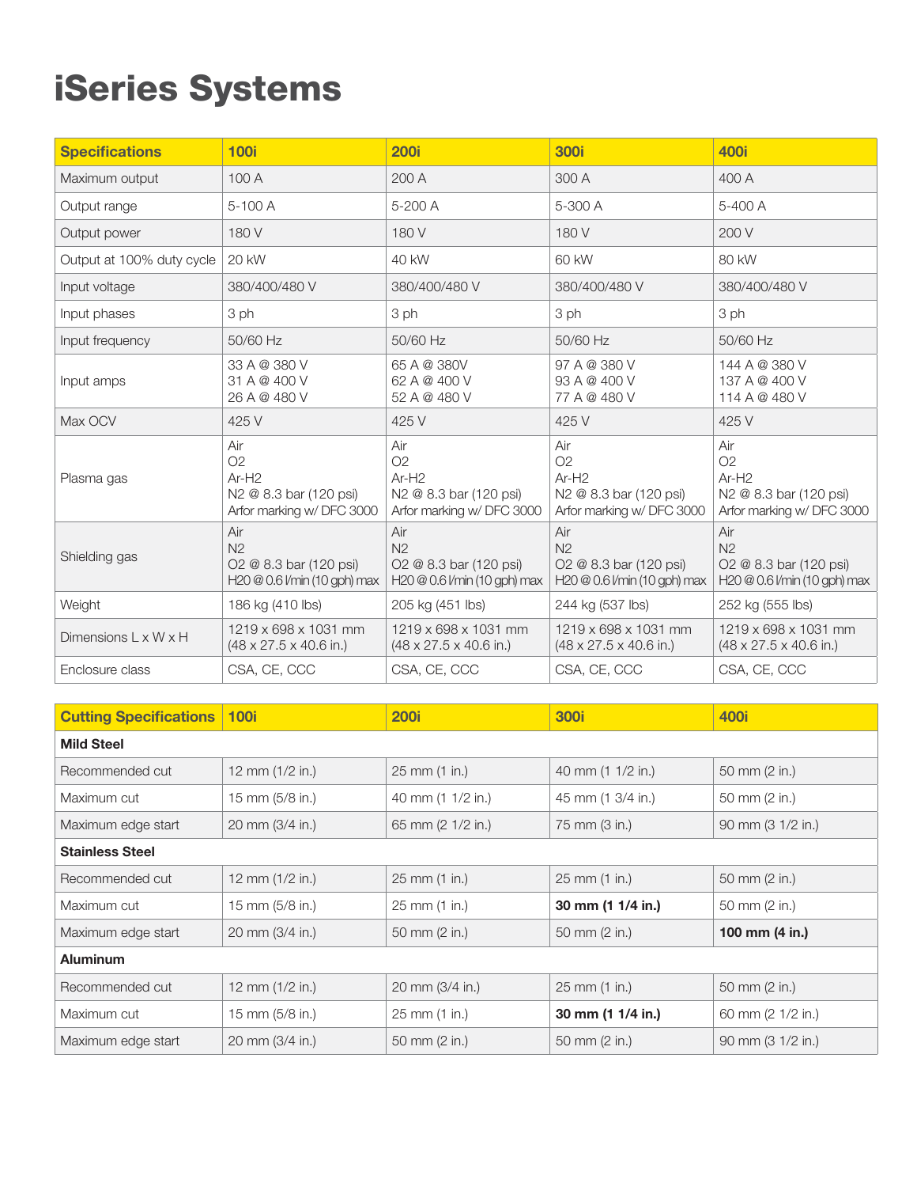# iSeries Systems

| Specifications | 100i | 200i | 300i | 400i |
|---|---|---|---|---|
| Maximum output | 100 A | 200 A | 300 A | 400 A |
| Output range | 5-100 A | 5-200 A | 5-300 A | 5-400 A |
| Output power | 180 V | 180 V | 180 V | 200 V |
| Output at 100% duty cycle | 20 kW | 40 kW | 60 kW | 80 kW |
| Input voltage | 380/400/480 V | 380/400/480 V | 380/400/480 V | 380/400/480 V |
| Input phases | 3 ph | 3 ph | 3 ph | 3 ph |
| Input frequency | 50/60 Hz | 50/60 Hz | 50/60 Hz | 50/60 Hz |
| Input amps | 33 A @ 380 V<br>31 A @ 400 V<br>26 A @ 480 V | 65 A @ 380V<br>62 A @ 400 V<br>52 A @ 480 V | 97 A @ 380 V<br>93 A @ 400 V<br>77 A @ 480 V | 144 A @ 380 V<br>137 A @ 400 V<br>114 A @ 480 V |
| Max OCV | 425 V | 425 V | 425 V | 425 V |
| Plasma gas | Air<br>O2<br>Ar-H2<br>N2 @ 8.3 bar (120 psi)<br>Arfor marking w/ DFC 3000 | Air<br>O2<br>Ar-H2<br>N2 @ 8.3 bar (120 psi)<br>Arfor marking w/ DFC 3000 | Air<br>O2<br>Ar-H2<br>N2 @ 8.3 bar (120 psi)<br>Arfor marking w/ DFC 3000 | Air<br>O2<br>Ar-H2<br>N2 @ 8.3 bar (120 psi)<br>Arfor marking w/ DFC 3000 |
| Shielding gas | Air<br>N2<br>O2 @ 8.3 bar (120 psi)<br>H20 @ 0.6 l/min (10 gph) max | Air<br>N2<br>O2 @ 8.3 bar (120 psi)<br>H20 @ 0.6 l/min (10 gph) max | Air<br>N2<br>O2 @ 8.3 bar (120 psi)<br>H20 @ 0.6 l/min (10 gph) max | Air<br>N2<br>O2 @ 8.3 bar (120 psi)<br>H20 @ 0.6 l/min (10 gph) max |
| Weight | 186 kg (410 lbs) | 205 kg (451 lbs) | 244 kg (537 lbs) | 252 kg (555 lbs) |
| Dimensions L x W x H | 1219 x 698 x 1031 mm<br>(48 x 27.5 x 40.6 in.) | 1219 x 698 x 1031 mm<br>(48 x 27.5 x 40.6 in.) | 1219 x 698 x 1031 mm<br>(48 x 27.5 x 40.6 in.) | 1219 x 698 x 1031 mm<br>(48 x 27.5 x 40.6 in.) |
| Enclosure class | CSA, CE, CCC | CSA, CE, CCC | CSA, CE, CCC | CSA, CE, CCC |

| Cutting Specifications | 100i | 200i | 300i | 400i |
|---|---|---|---|---|
| **Mild Steel** | | | | |
| Recommended cut | 12 mm (1/2 in.) | 25 mm (1 in.) | 40 mm (1 1/2 in.) | 50 mm (2 in.) |
| Maximum cut | 15 mm (5/8 in.) | 40 mm (1 1/2 in.) | 45 mm (1 3/4 in.) | 50 mm (2 in.) |
| Maximum edge start | 20 mm (3/4 in.) | 65 mm (2 1/2 in.) | 75 mm (3 in.) | 90 mm (3 1/2 in.) |
| **Stainless Steel** | | | | |
| Recommended cut | 12 mm (1/2 in.) | 25 mm (1 in.) | 25 mm (1 in.) | 50 mm (2 in.) |
| Maximum cut | 15 mm (5/8 in.) | 25 mm (1 in.) | **30 mm (1 1/4 in.)** | 50 mm (2 in.) |
| Maximum edge start | 20 mm (3/4 in.) | 50 mm (2 in.) | 50 mm (2 in.) | **100 mm (4 in.)** |
| **Aluminum** | | | | |
| Recommended cut | 12 mm (1/2 in.) | 20 mm (3/4 in.) | 25 mm (1 in.) | 50 mm (2 in.) |
| Maximum cut | 15 mm (5/8 in.) | 25 mm (1 in.) | **30 mm (1 1/4 in.)** | 60 mm (2 1/2 in.) |
| Maximum edge start | 20 mm (3/4 in.) | 50 mm (2 in.) | 50 mm (2 in.) | 90 mm (3 1/2 in.) |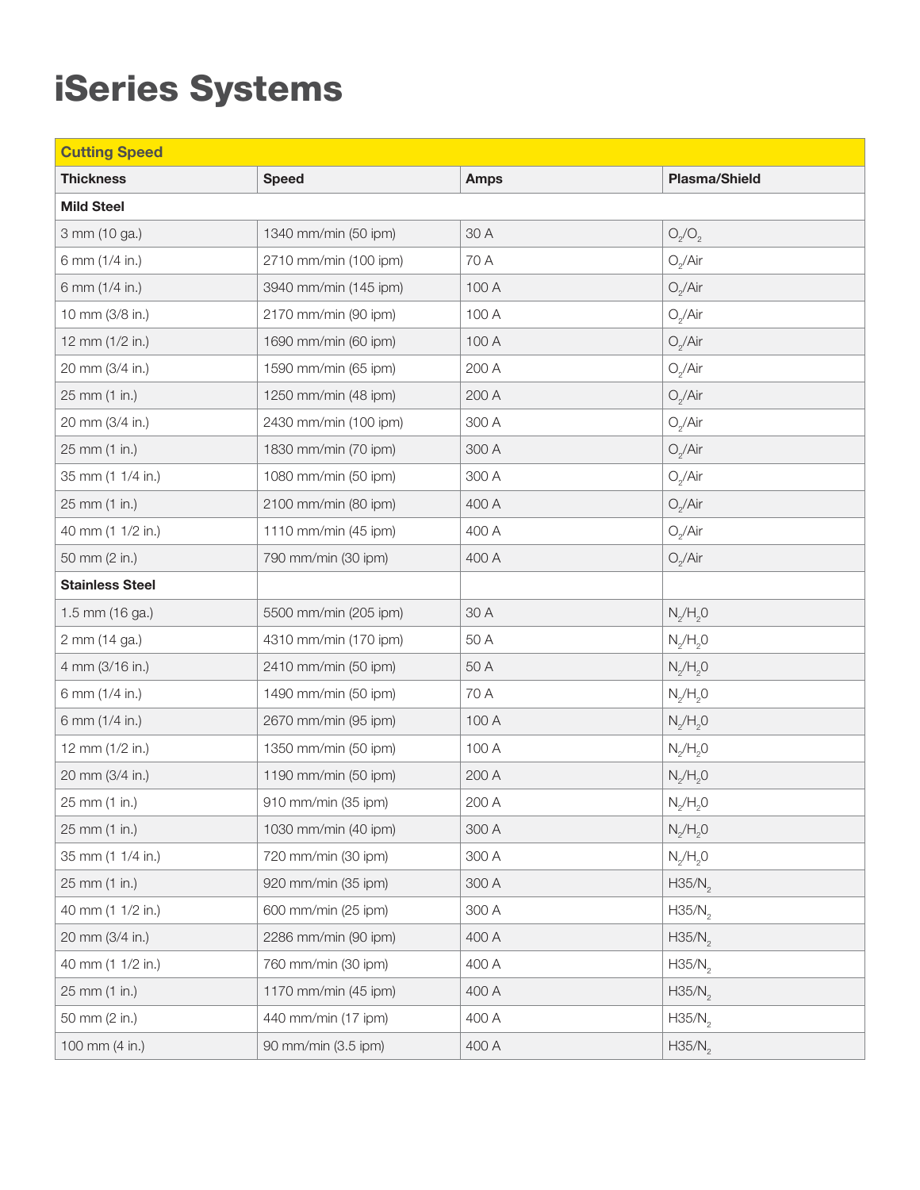# iSeries Systems

| Cutting Speed | | | |
|---|---|---|---|
| **Thickness** | **Speed** | **Amps** | **Plasma/Shield** |
| **Mild Steel** | | | |
| 3 mm (10 ga.) | 1340 mm/min (50 ipm) | 30 A | $O_2$/$O_2$ |
| 6 mm (1/4 in.) | 2710 mm/min (100 ipm) | 70 A | $O_2$/Air |
| 6 mm (1/4 in.) | 3940 mm/min (145 ipm) | 100 A | $O_2$/Air |
| 10 mm (3/8 in.) | 2170 mm/min (90 ipm) | 100 A | $O_2$/Air |
| 12 mm (1/2 in.) | 1690 mm/min (60 ipm) | 100 A | $O_2$/Air |
| 20 mm (3/4 in.) | 1590 mm/min (65 ipm) | 200 A | $O_2$/Air |
| 25 mm (1 in.) | 1250 mm/min (48 ipm) | 200 A | $O_2$/Air |
| 20 mm (3/4 in.) | 2430 mm/min (100 ipm) | 300 A | $O_2$/Air |
| 25 mm (1 in.) | 1830 mm/min (70 ipm) | 300 A | $O_2$/Air |
| 35 mm (1 1/4 in.) | 1080 mm/min (50 ipm) | 300 A | $O_2$/Air |
| 25 mm (1 in.) | 2100 mm/min (80 ipm) | 400 A | $O_2$/Air |
| 40 mm (1 1/2 in.) | 1110 mm/min (45 ipm) | 400 A | $O_2$/Air |
| 50 mm (2 in.) | 790 mm/min (30 ipm) | 400 A | $O_2$/Air |
| **Stainless Steel** | | | |
| 1.5 mm (16 ga.) | 5500 mm/min (205 ipm) | 30 A | $N_2$/$H_2$0 |
| 2 mm (14 ga.) | 4310 mm/min (170 ipm) | 50 A | $N_2$/$H_2$0 |
| 4 mm (3/16 in.) | 2410 mm/min (50 ipm) | 50 A | $N_2$/$H_2$0 |
| 6 mm (1/4 in.) | 1490 mm/min (50 ipm) | 70 A | $N_2$/$H_2$0 |
| 6 mm (1/4 in.) | 2670 mm/min (95 ipm) | 100 A | $N_2$/$H_2$0 |
| 12 mm (1/2 in.) | 1350 mm/min (50 ipm) | 100 A | $N_2$/$H_2$0 |
| 20 mm (3/4 in.) | 1190 mm/min (50 ipm) | 200 A | $N_2$/$H_2$0 |
| 25 mm (1 in.) | 910 mm/min (35 ipm) | 200 A | $N_2$/$H_2$0 |
| 25 mm (1 in.) | 1030 mm/min (40 ipm) | 300 A | $N_2$/$H_2$0 |
| 35 mm (1 1/4 in.) | 720 mm/min (30 ipm) | 300 A | $N_2$/$H_2$0 |
| 25 mm (1 in.) | 920 mm/min (35 ipm) | 300 A | H35/$N_2$ |
| 40 mm (1 1/2 in.) | 600 mm/min (25 ipm) | 300 A | H35/$N_2$ |
| 20 mm (3/4 in.) | 2286 mm/min (90 ipm) | 400 A | H35/$N_2$ |
| 40 mm (1 1/2 in.) | 760 mm/min (30 ipm) | 400 A | H35/$N_2$ |
| 25 mm (1 in.) | 1170 mm/min (45 ipm) | 400 A | H35/$N_2$ |
| 50 mm (2 in.) | 440 mm/min (17 ipm) | 400 A | H35/$N_2$ |
| 100 mm (4 in.) | 90 mm/min (3.5 ipm) | 400 A | H35/$N_2$ |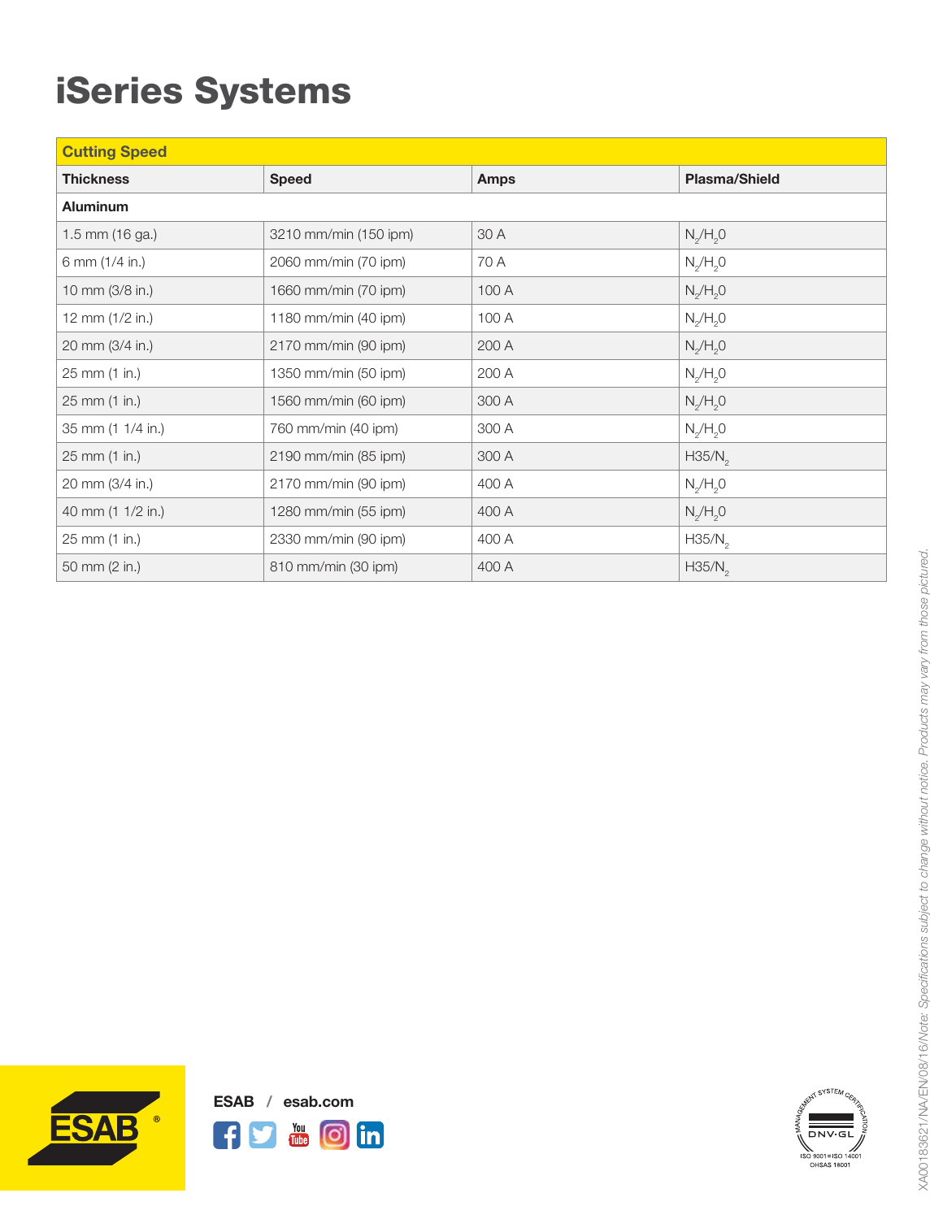# iSeries Systems

| Cutting Speed | | | |
|---|---|---|---|
| **Thickness** | **Speed** | **Amps** | **Plasma/Shield** |
| **Aluminum** | | | |
| 1.5 mm (16 ga.) | 3210 mm/min (150 ipm) | 30 A | $N_2/H_20$ |
| 6 mm (1/4 in.) | 2060 mm/min (70 ipm) | 70 A | $N_2/H_20$ |
| 10 mm (3/8 in.) | 1660 mm/min (70 ipm) | 100 A | $N_2/H_20$ |
| 12 mm (1/2 in.) | 1180 mm/min (40 ipm) | 100 A | $N_2/H_20$ |
| 20 mm (3/4 in.) | 2170 mm/min (90 ipm) | 200 A | $N_2/H_20$ |
| 25 mm (1 in.) | 1350 mm/min (50 ipm) | 200 A | $N_2/H_20$ |
| 25 mm (1 in.) | 1560 mm/min (60 ipm) | 300 A | $N_2/H_20$ |
| 35 mm (1 1/4 in.) | 760 mm/min (40 ipm) | 300 A | $N_2/H_20$ |
| 25 mm (1 in.) | 2190 mm/min (85 ipm) | 300 A | $H35/N_2$ |
| 20 mm (3/4 in.) | 2170 mm/min (90 ipm) | 400 A | $N_2/H_20$ |
| 40 mm (1 1/2 in.) | 1280 mm/min (55 ipm) | 400 A | $N_2/H_20$ |
| 25 mm (1 in.) | 2330 mm/min (90 ipm) | 400 A | $H35/N_2$ |
| 50 mm (2 in.) | 810 mm/min (30 ipm) | 400 A | $H35/N_2$ |

ESAB / esab.com

XA00183621/NA/EN/08/16/*Note: Specifications subject to change without notice. Products may vary from those pictured.*